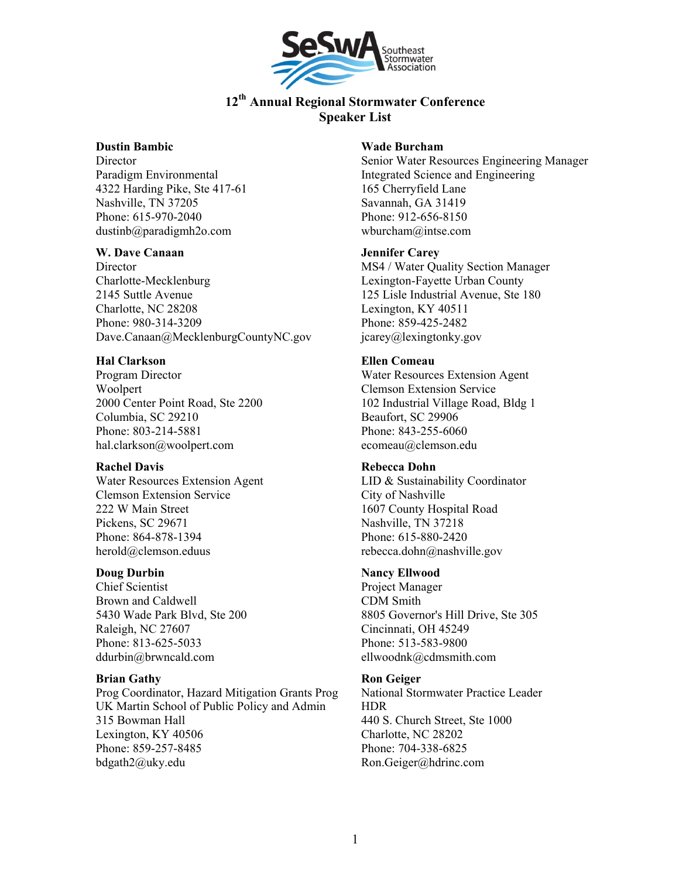SeSwA Southeast Stormwater Association

# 12th Annual Regional Stormwater Conference
## Speaker List

**Dustin Bambic**
Director
Paradigm Environmental
4322 Harding Pike, Ste 417-61
Nashville, TN 37205
Phone: 615-970-2040
dustinb@paradigmh2o.com

**W. Dave Canaan**
Director
Charlotte-Mecklenburg
2145 Suttle Avenue
Charlotte, NC 28208
Phone: 980-314-3209
Dave.Canaan@MecklenburgCountyNC.gov

**Hal Clarkson**
Program Director
Woolpert
2000 Center Point Road, Ste 2200
Columbia, SC 29210
Phone: 803-214-5881
hal.clarkson@woolpert.com

**Rachel Davis**
Water Resources Extension Agent
Clemson Extension Service
222 W Main Street
Pickens, SC 29671
Phone: 864-878-1394
herold@clemson.eduus

**Doug Durbin**
Chief Scientist
Brown and Caldwell
5430 Wade Park Blvd, Ste 200
Raleigh, NC 27607
Phone: 813-625-5033
ddurbin@brwncald.com

**Brian Gathy**
Prog Coordinator, Hazard Mitigation Grants Prog
UK Martin School of Public Policy and Admin
315 Bowman Hall
Lexington, KY 40506
Phone: 859-257-8485
bdgath2@uky.edu

**Wade Burcham**
Senior Water Resources Engineering Manager
Integrated Science and Engineering
165 Cherryfield Lane
Savannah, GA 31419
Phone: 912-656-8150
wburcham@intse.com

**Jennifer Carey**
MS4 / Water Quality Section Manager
Lexington-Fayette Urban County
125 Lisle Industrial Avenue, Ste 180
Lexington, KY 40511
Phone: 859-425-2482
jcarey@lexingtonky.gov

**Ellen Comeau**
Water Resources Extension Agent
Clemson Extension Service
102 Industrial Village Road, Bldg 1
Beaufort, SC 29906
Phone: 843-255-6060
ecomeau@clemson.edu

**Rebecca Dohn**
LID & Sustainability Coordinator
City of Nashville
1607 County Hospital Road
Nashville, TN 37218
Phone: 615-880-2420
rebecca.dohn@nashville.gov

**Nancy Ellwood**
Project Manager
CDM Smith
8805 Governor's Hill Drive, Ste 305
Cincinnati, OH 45249
Phone: 513-583-9800
ellwoodnk@cdmsmith.com

**Ron Geiger**
National Stormwater Practice Leader
HDR
440 S. Church Street, Ste 1000
Charlotte, NC 28202
Phone: 704-338-6825
Ron.Geiger@hdrinc.com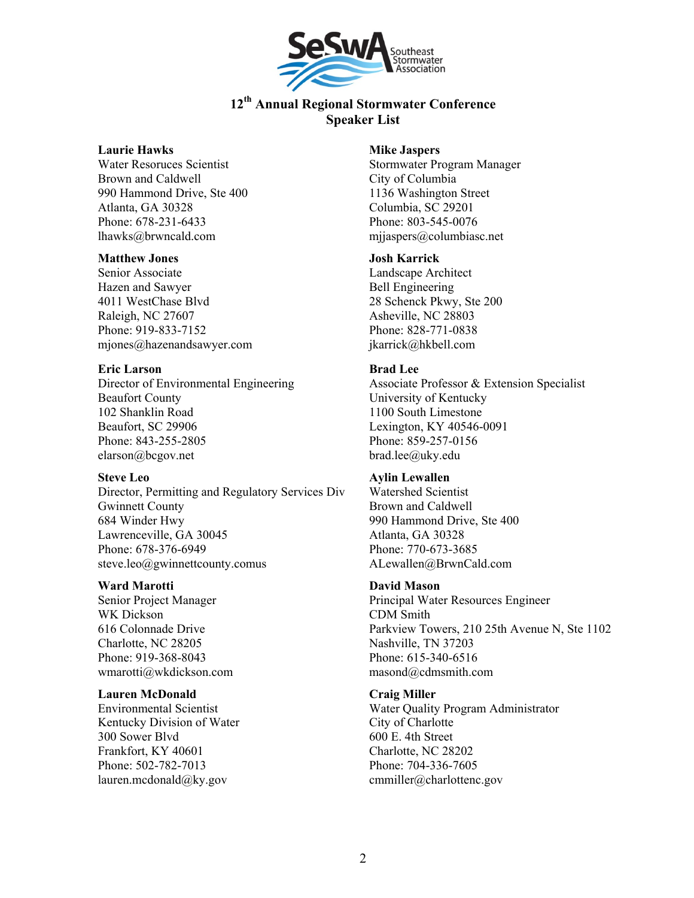# 12th Annual Regional Stormwater Conference
## Speaker List

**Laurie Hawks**
Water Resoruces Scientist
Brown and Caldwell
990 Hammond Drive, Ste 400
Atlanta, GA 30328
Phone: 678-231-6433
lhawks@brwncald.com

**Mike Jaspers**
Stormwater Program Manager
City of Columbia
1136 Washington Street
Columbia, SC 29201
Phone: 803-545-0076
mjjaspers@columbiasc.net

**Matthew Jones**
Senior Associate
Hazen and Sawyer
4011 WestChase Blvd
Raleigh, NC 27607
Phone: 919-833-7152
mjones@hazenandsawyer.com

**Josh Karrick**
Landscape Architect
Bell Engineering
28 Schenck Pkwy, Ste 200
Asheville, NC 28803
Phone: 828-771-0838
jkarrick@hkbell.com

**Eric Larson**
Director of Environmental Engineering
Beaufort County
102 Shanklin Road
Beaufort, SC 29906
Phone: 843-255-2805
elarson@bcgov.net

**Brad Lee**
Associate Professor & Extension Specialist
University of Kentucky
1100 South Limestone
Lexington, KY 40546-0091
Phone: 859-257-0156
brad.lee@uky.edu

**Steve Leo**
Director, Permitting and Regulatory Services Div
Gwinnett County
684 Winder Hwy
Lawrenceville, GA 30045
Phone: 678-376-6949
steve.leo@gwinnettcounty.comus

**Aylin Lewallen**
Watershed Scientist
Brown and Caldwell
990 Hammond Drive, Ste 400
Atlanta, GA 30328
Phone: 770-673-3685
ALewallen@BrwnCald.com

**Ward Marotti**
Senior Project Manager
WK Dickson
616 Colonnade Drive
Charlotte, NC 28205
Phone: 919-368-8043
wmarotti@wkdickson.com

**David Mason**
Principal Water Resources Engineer
CDM Smith
Parkview Towers, 210 25th Avenue N, Ste 1102
Nashville, TN 37203
Phone: 615-340-6516
masond@cdmsmith.com

**Lauren McDonald**
Environmental Scientist
Kentucky Division of Water
300 Sower Blvd
Frankfort, KY 40601
Phone: 502-782-7013
lauren.mcdonald@ky.gov

**Craig Miller**
Water Quality Program Administrator
City of Charlotte
600 E. 4th Street
Charlotte, NC 28202
Phone: 704-336-7605
cmmiller@charlottenc.gov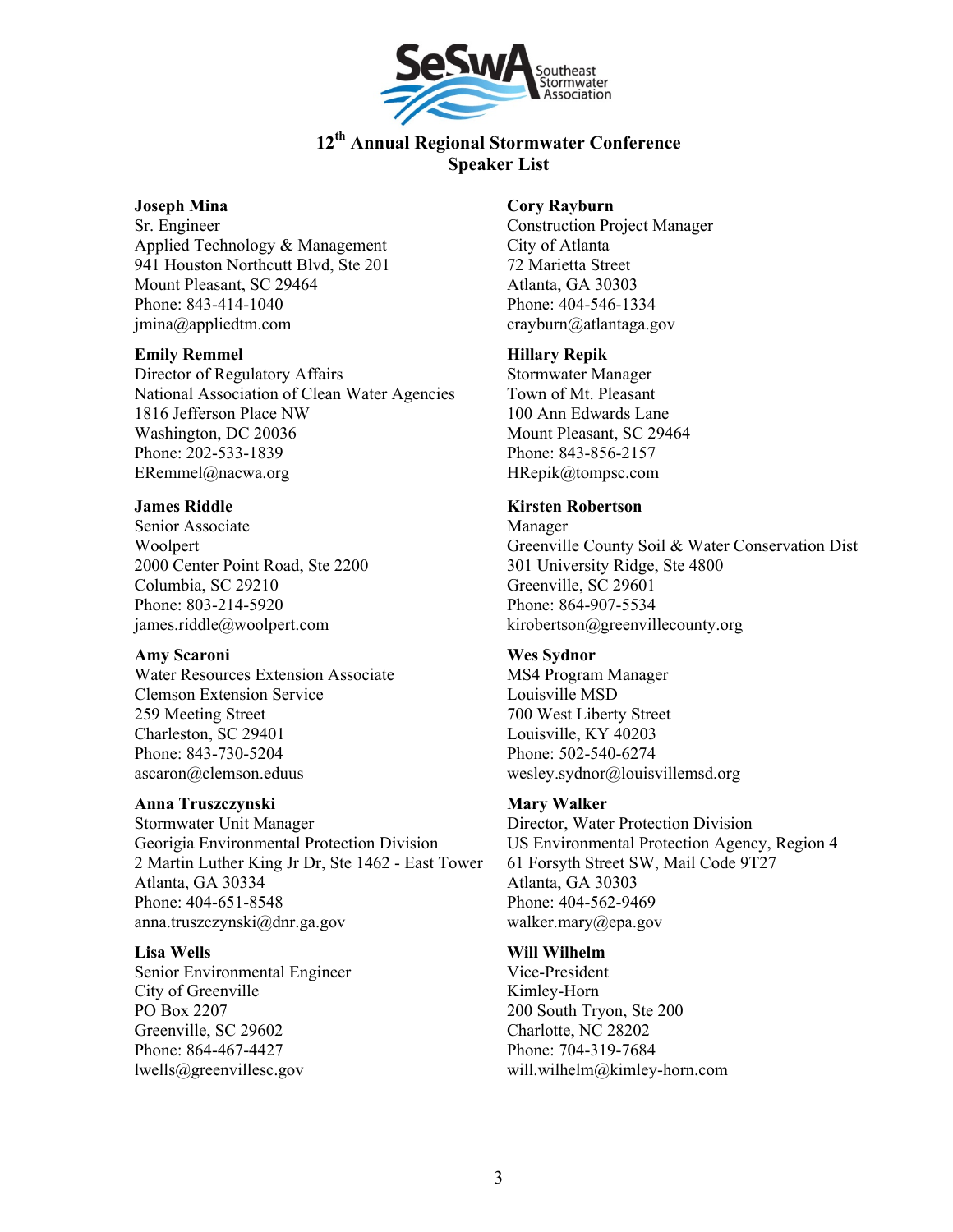SeSwA Southeast Stormwater Association

## 12th Annual Regional Stormwater Conference
## Speaker List

**Joseph Mina**
Sr. Engineer
Applied Technology & Management
941 Houston Northcutt Blvd, Ste 201
Mount Pleasant, SC 29464
Phone: 843-414-1040
jmina@appliedtm.com

**Emily Remmel**
Director of Regulatory Affairs
National Association of Clean Water Agencies
1816 Jefferson Place NW
Washington, DC 20036
Phone: 202-533-1839
ERemmel@nacwa.org

**James Riddle**
Senior Associate
Woolpert
2000 Center Point Road, Ste 2200
Columbia, SC 29210
Phone: 803-214-5920
james.riddle@woolpert.com

**Amy Scaroni**
Water Resources Extension Associate
Clemson Extension Service
259 Meeting Street
Charleston, SC 29401
Phone: 843-730-5204
ascaron@clemson.eduus

**Anna Truszczynski**
Stormwater Unit Manager
Georigia Environmental Protection Division
2 Martin Luther King Jr Dr, Ste 1462 - East Tower
Atlanta, GA 30334
Phone: 404-651-8548
anna.truszczynski@dnr.ga.gov

**Lisa Wells**
Senior Environmental Engineer
City of Greenville
PO Box 2207
Greenville, SC 29602
Phone: 864-467-4427
lwells@greenvillesc.gov

**Cory Rayburn**
Construction Project Manager
City of Atlanta
72 Marietta Street
Atlanta, GA 30303
Phone: 404-546-1334
crayburn@atlantaga.gov

**Hillary Repik**
Stormwater Manager
Town of Mt. Pleasant
100 Ann Edwards Lane
Mount Pleasant, SC 29464
Phone: 843-856-2157
HRepik@tompsc.com

**Kirsten Robertson**
Manager
Greenville County Soil & Water Conservation Dist
301 University Ridge, Ste 4800
Greenville, SC 29601
Phone: 864-907-5534
kirobertson@greenvillecounty.org

**Wes Sydnor**
MS4 Program Manager
Louisville MSD
700 West Liberty Street
Louisville, KY 40203
Phone: 502-540-6274
wesley.sydnor@louisvillemsd.org

**Mary Walker**
Director, Water Protection Division
US Environmental Protection Agency, Region 4
61 Forsyth Street SW, Mail Code 9T27
Atlanta, GA 30303
Phone: 404-562-9469
walker.mary@epa.gov

**Will Wilhelm**
Vice-President
Kimley-Horn
200 South Tryon, Ste 200
Charlotte, NC 28202
Phone: 704-319-7684
will.wilhelm@kimley-horn.com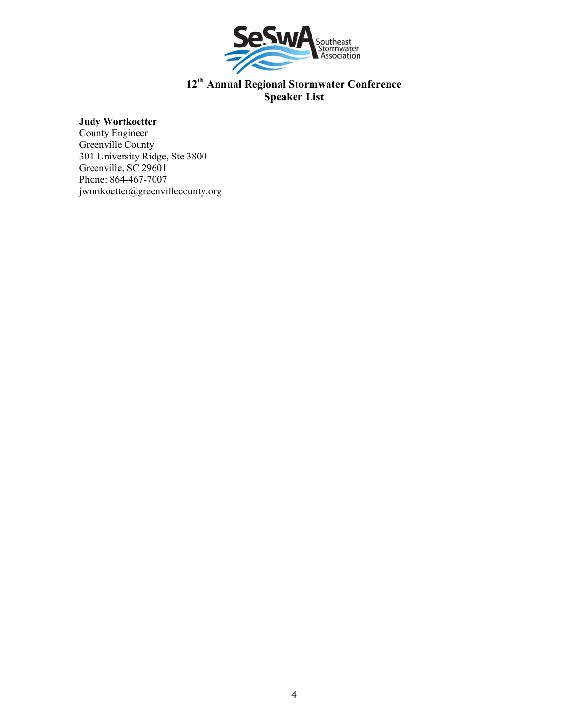## 12th Annual Regional Stormwater Conference
## Speaker List

**Judy Wortkoetter**
County Engineer
Greenville County
301 University Ridge, Ste 3800
Greenville, SC 29601
Phone: 864-467-7007
jwortkoetter@greenvillecounty.org